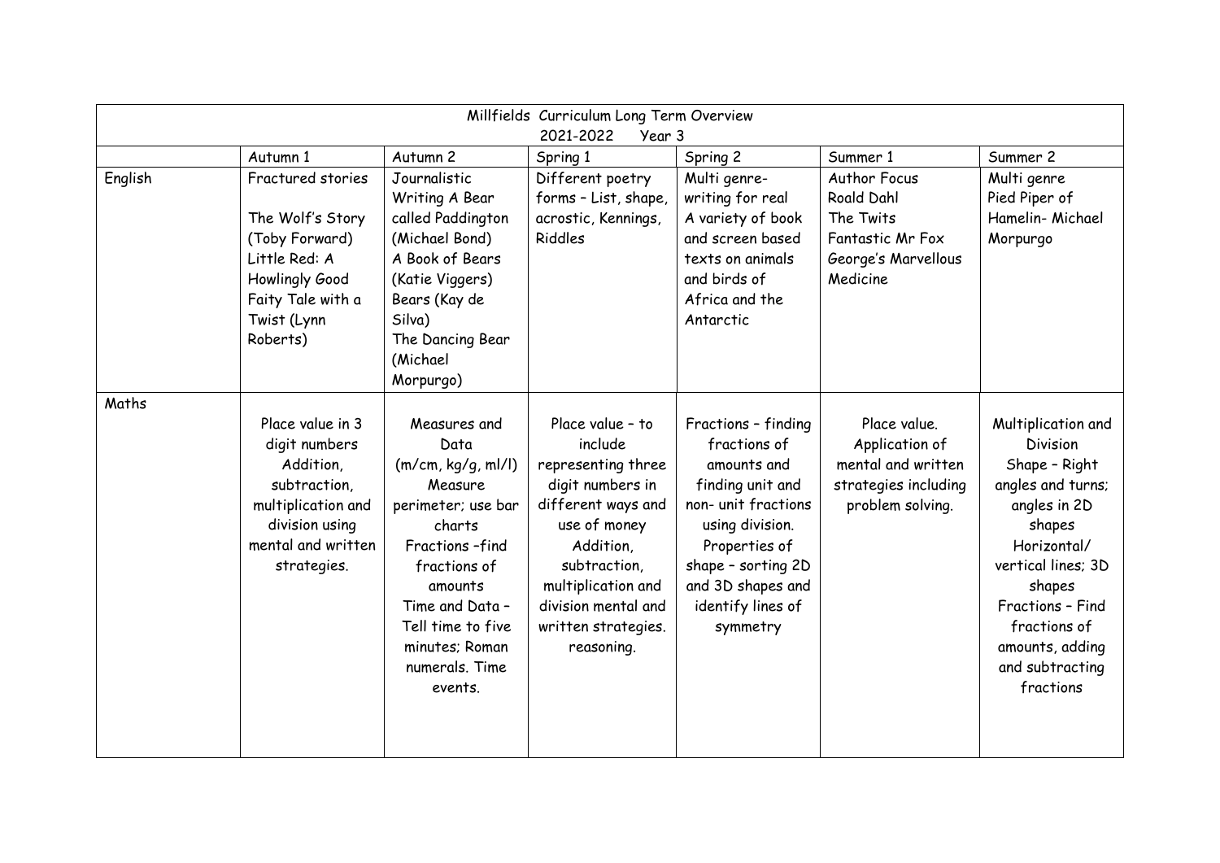Millfields Curriculum Long Term Overview

2021-2022 Year 3

| | Autumn 1 | Autumn 2 | Spring 1 | Spring 2 | Summer 1 | Summer 2 |
|---|---|---|---|---|---|---|
| English | Fractured stories<br><br>The Wolf's Story (Toby Forward)<br>Little Red: A Howlingly Good Faity Tale with a Twist (Lynn Roberts) | Journalistic Writing A Bear called Paddington (Michael Bond)<br>A Book of Bears (Katie Viggers)<br>Bears (Kay de Silva)<br>The Dancing Bear (Michael Morpurgo) | Different poetry forms – List, shape, acrostic, Kennings, Riddles | Multi genre- writing for real<br>A variety of book and screen based texts on animals and birds of Africa and the Antarctic | Author Focus<br>Roald Dahl<br>The Twits<br>Fantastic Mr Fox<br>George's Marvellous Medicine | Multi genre<br>Pied Piper of Hamelin- Michael Morpurgo |
| Maths | Place value in 3 digit numbers<br>Addition, subtraction, multiplication and division using mental and written strategies. | Measures and Data<br>(m/cm, kg/g, ml/l)<br>Measure perimeter; use bar charts<br>Fractions –find fractions of amounts<br>Time and Data – Tell time to five minutes; Roman numerals. Time events. | Place value – to include representing three digit numbers in different ways and use of money<br>Addition, subtraction, multiplication and division mental and written strategies.<br>reasoning. | Fractions – finding fractions of amounts and finding unit and non- unit fractions using division.<br>Properties of shape – sorting 2D and 3D shapes and identify lines of symmetry | Place value.<br>Application of mental and written strategies including problem solving. | Multiplication and Division<br>Shape – Right angles and turns; angles in 2D shapes<br>Horizontal/ vertical lines; 3D shapes<br>Fractions – Find fractions of amounts, adding and subtracting fractions |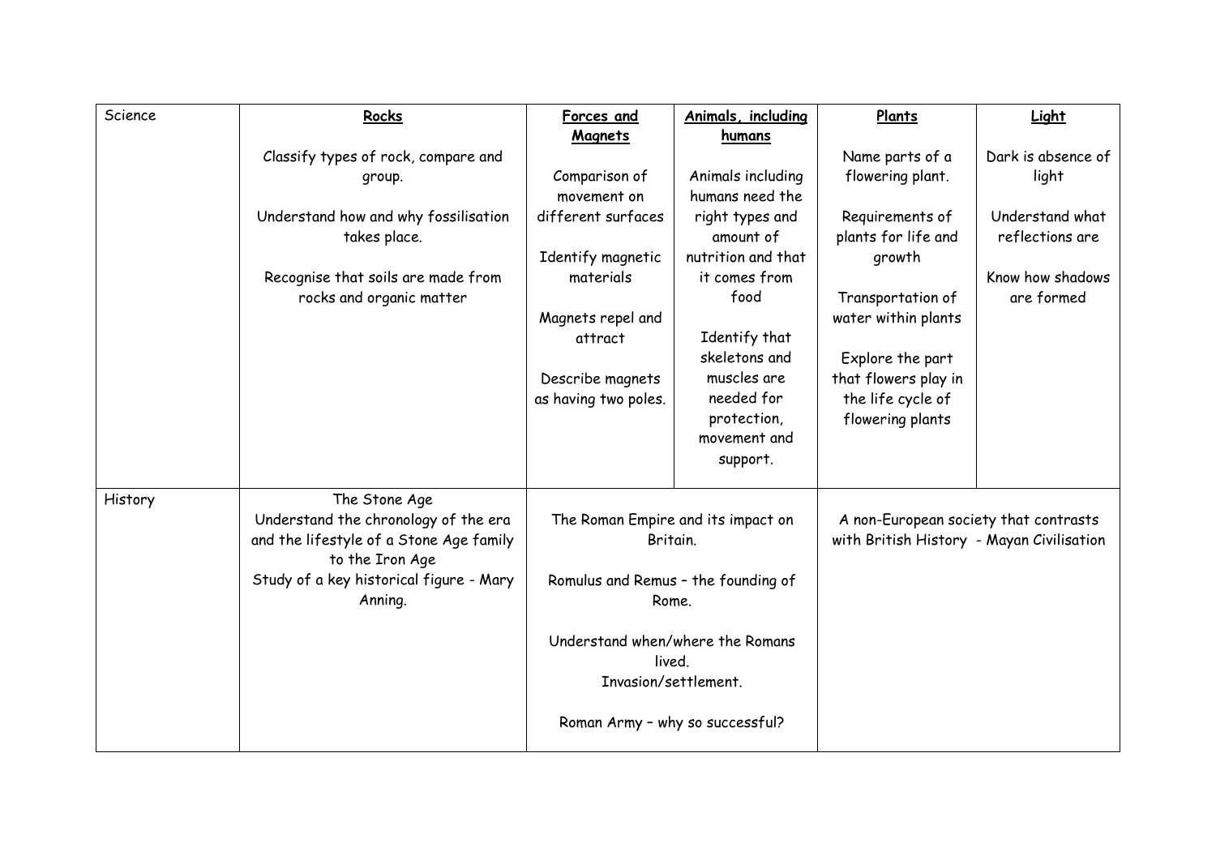| Science | **Rocks** | **Forces and Magnets** | **Animals, including humans** | **Plants** | **Light** |
|---|---|---|---|---|---|
| | Classify types of rock, compare and group.<br><br>Understand how and why fossilisation takes place.<br><br>Recognise that soils are made from rocks and organic matter | Comparison of movement on different surfaces<br><br>Identify magnetic materials<br><br>Magnets repel and attract<br><br>Describe magnets as having two poles. | Animals including humans need the right types and amount of nutrition and that it comes from food<br><br>Identify that skeletons and muscles are needed for protection, movement and support. | Name parts of a flowering plant.<br><br>Requirements of plants for life and growth<br><br>Transportation of water within plants<br><br>Explore the part that flowers play in the life cycle of flowering plants | Dark is absence of light<br><br>Understand what reflections are<br><br>Know how shadows are formed |
| History | The Stone Age<br>Understand the chronology of the era and the lifestyle of a Stone Age family to the Iron Age<br>Study of a key historical figure - Mary Anning. | The Roman Empire and its impact on Britain.<br><br>Romulus and Remus – the founding of Rome.<br><br>Understand when/where the Romans lived.<br>Invasion/settlement.<br><br>Roman Army – why so successful? | | A non-European society that contrasts with British History - Mayan Civilisation | |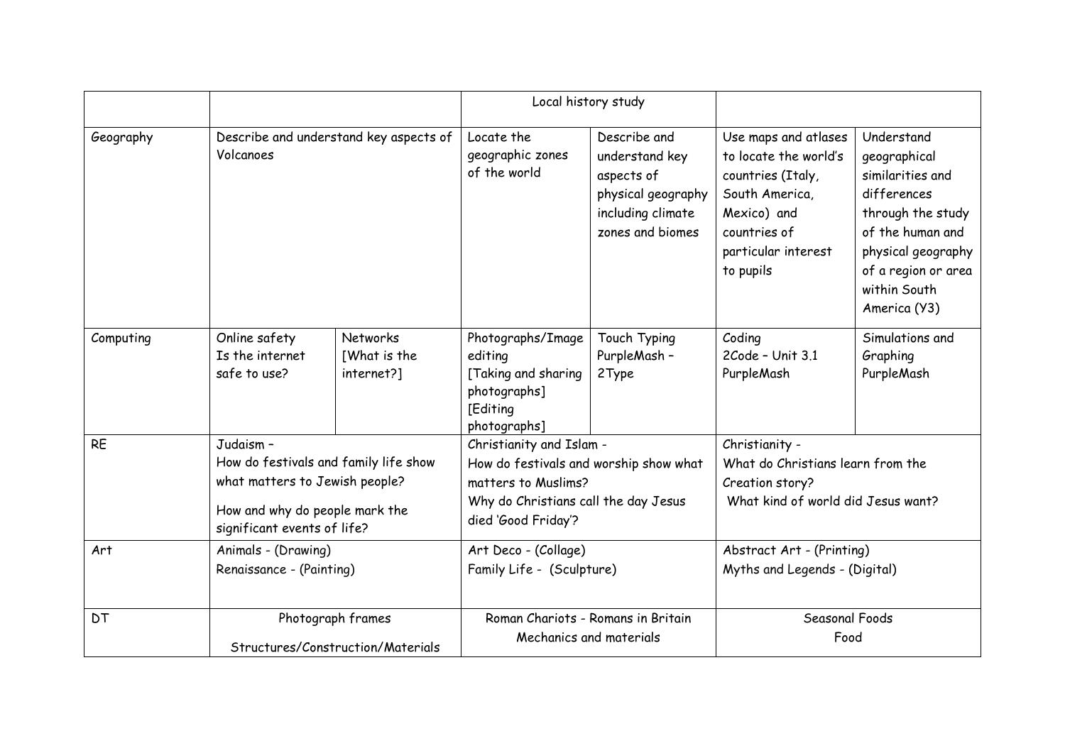| | | | | | | |
|---|---|---|---|---|---|---|
| | | | Local history study | | | |
| Geography | Describe and understand key aspects of Volcanoes | | Locate the geographic zones of the world | Describe and understand key aspects of physical geography including climate zones and biomes | Use maps and atlases to locate the world's countries (Italy, South America, Mexico) and countries of particular interest to pupils | Understand geographical similarities and differences through the study of the human and physical geography of a region or area within South America (Y3) |
| Computing | Online safety Is the internet safe to use? | Networks [What is the internet?] | Photographs/Image editing [Taking and sharing photographs] [Editing photographs] | Touch Typing PurpleMash – 2Type | Coding 2Code – Unit 3.1 PurpleMash | Simulations and Graphing PurpleMash |
| RE | Judaism – How do festivals and family life show what matters to Jewish people? How and why do people mark the significant events of life? | | Christianity and Islam - How do festivals and worship show what matters to Muslims? Why do Christians call the day Jesus died 'Good Friday'? | | Christianity - What do Christians learn from the Creation story? What kind of world did Jesus want? | |
| Art | Animals - (Drawing) Renaissance - (Painting) | | Art Deco - (Collage) Family Life - (Sculpture) | | Abstract Art - (Printing) Myths and Legends - (Digital) | |
| DT | Photograph frames Structures/Construction/Materials | | Roman Chariots - Romans in Britain Mechanics and materials | | Seasonal Foods Food | |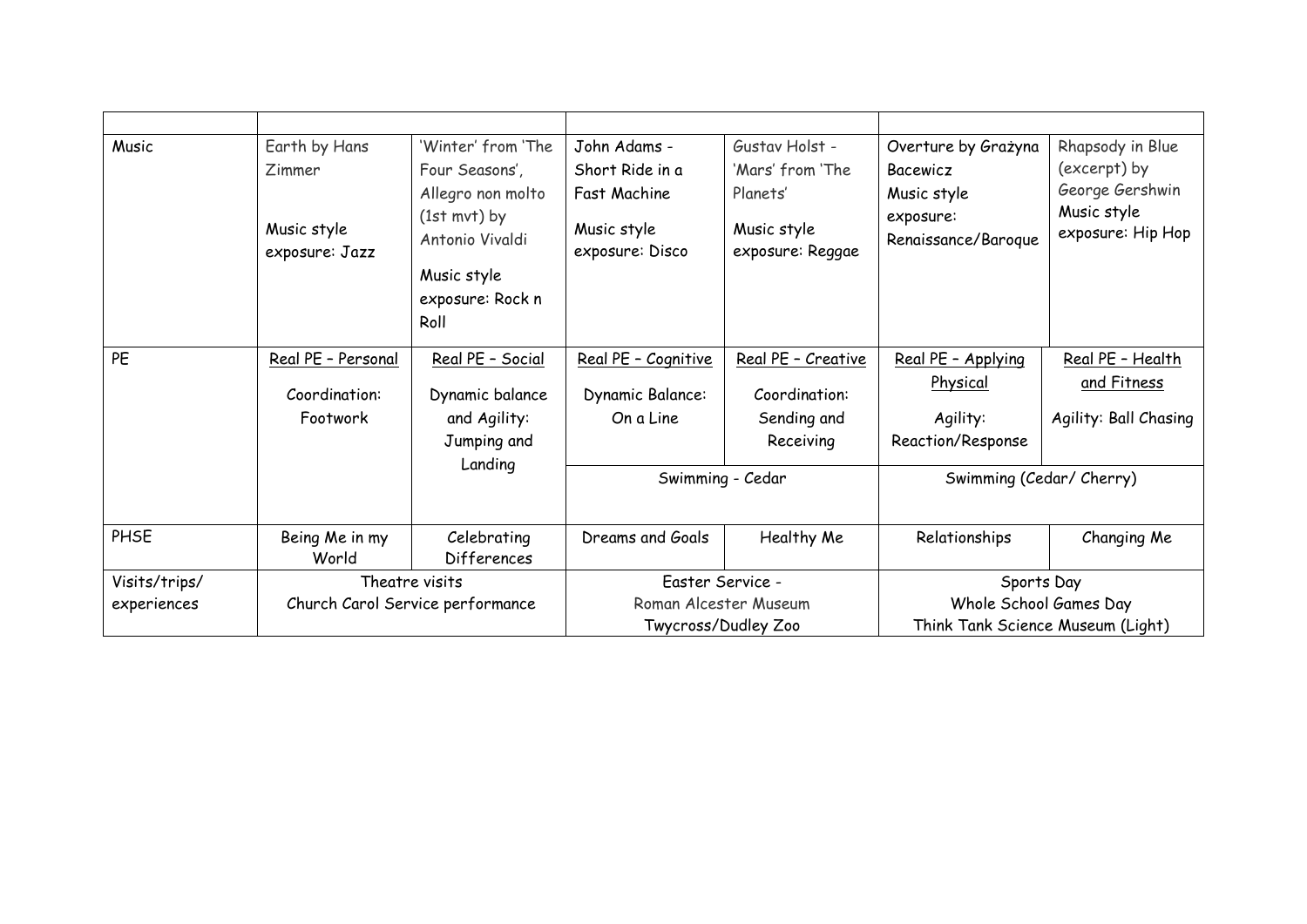| | | | | | | |
|---|---|---|---|---|---|---|
| | | | | | | |
| Music | Earth by Hans Zimmer<br><br>Music style exposure: Jazz | 'Winter' from 'The Four Seasons', Allegro non molto (1st mvt) by Antonio Vivaldi<br><br>Music style exposure: Rock n Roll | John Adams - Short Ride in a Fast Machine<br><br>Music style exposure: Disco | Gustav Holst - 'Mars' from 'The Planets'<br><br>Music style exposure: Reggae | Overture by Grażyna Bacewicz<br>Music style exposure: Renaissance/Baroque | Rhapsody in Blue (excerpt) by George Gershwin<br>Music style exposure: Hip Hop |
| PE | Real PE – Personal<br><br>Coordination: Footwork | Real PE – Social<br><br>Dynamic balance and Agility: Jumping and Landing | Real PE – Cognitive<br><br>Dynamic Balance: On a Line | Real PE – Creative<br><br>Coordination: Sending and Receiving | Real PE – Applying Physical<br><br>Agility: Reaction/Response | Real PE – Health and Fitness<br><br>Agility: Ball Chasing |
| | | | Swimming - Cedar | | Swimming (Cedar/ Cherry) | |
| PHSE | Being Me in my World | Celebrating Differences | Dreams and Goals | Healthy Me | Relationships | Changing Me |
| Visits/trips/ experiences | Theatre visits<br>Church Carol Service performance | | Easter Service -<br>Roman Alcester Museum<br>Twycross/Dudley Zoo | | Sports Day<br>Whole School Games Day<br>Think Tank Science Museum (Light) | |